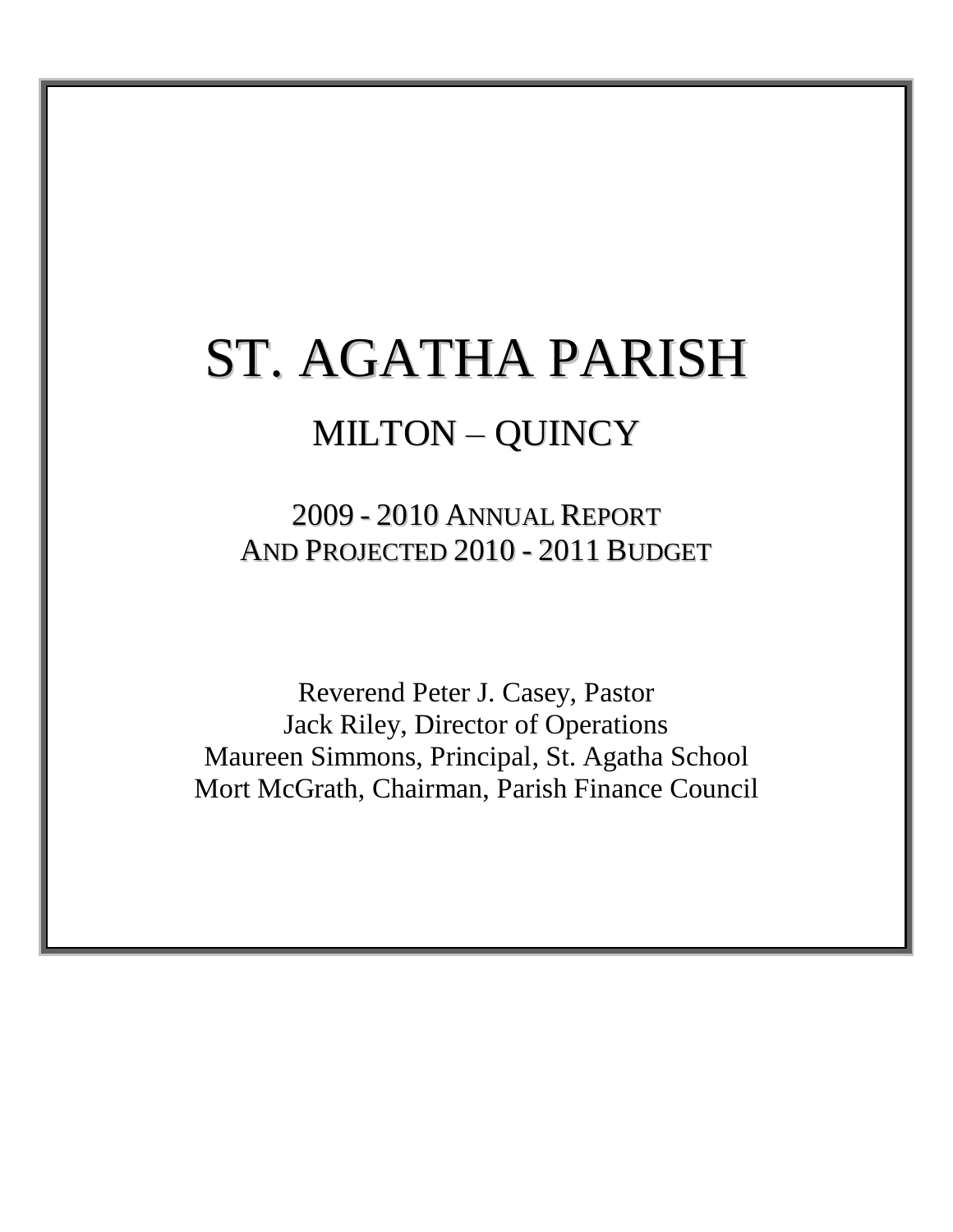# ST. AGATHA PARISH

## MILTON – QUINCY

### 2009 - 2010 ANNUAL REPORT
### AND PROJECTED 2010 - 2011 BUDGET

Reverend Peter J. Casey, Pastor
Jack Riley, Director of Operations
Maureen Simmons, Principal, St. Agatha School
Mort McGrath, Chairman, Parish Finance Council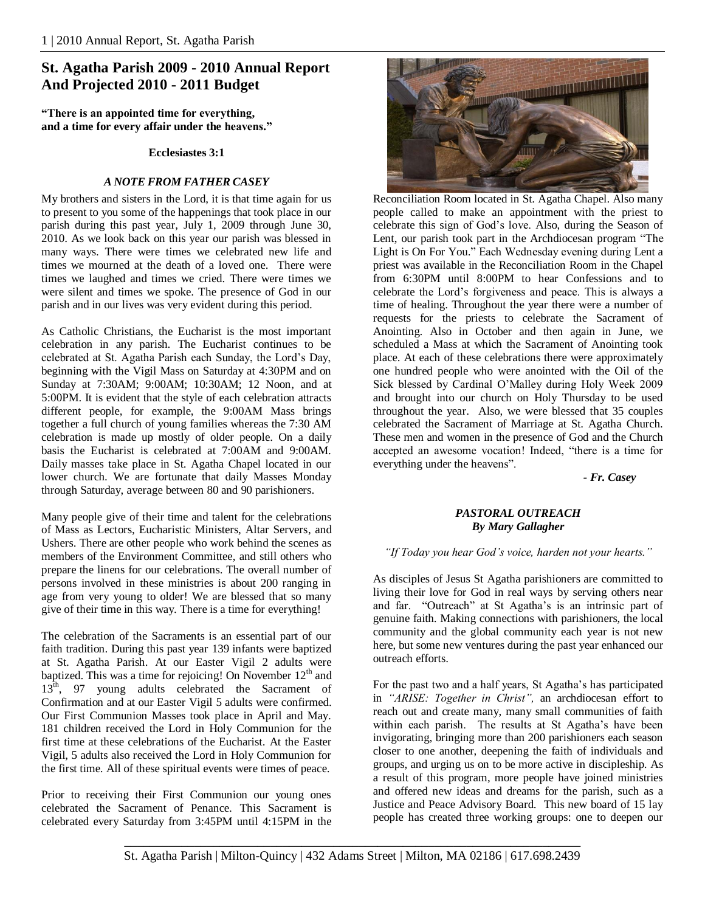# St. Agatha Parish 2009 - 2010 Annual Report And Projected 2010 - 2011 Budget

**"There is an appointed time for everything, and a time for every affair under the heavens."**

**Ecclesiastes 3:1**

### *A NOTE FROM FATHER CASEY*

My brothers and sisters in the Lord, it is that time again for us to present to you some of the happenings that took place in our parish during this past year, July 1, 2009 through June 30, 2010. As we look back on this year our parish was blessed in many ways. There were times we celebrated new life and times we mourned at the death of a loved one. There were times we laughed and times we cried. There were times we were silent and times we spoke. The presence of God in our parish and in our lives was very evident during this period.

As Catholic Christians, the Eucharist is the most important celebration in any parish. The Eucharist continues to be celebrated at St. Agatha Parish each Sunday, the Lord's Day, beginning with the Vigil Mass on Saturday at 4:30PM and on Sunday at 7:30AM; 9:00AM; 10:30AM; 12 Noon, and at 5:00PM. It is evident that the style of each celebration attracts different people, for example, the 9:00AM Mass brings together a full church of young families whereas the 7:30 AM celebration is made up mostly of older people. On a daily basis the Eucharist is celebrated at 7:00AM and 9:00AM. Daily masses take place in St. Agatha Chapel located in our lower church. We are fortunate that daily Masses Monday through Saturday, average between 80 and 90 parishioners.

Many people give of their time and talent for the celebrations of Mass as Lectors, Eucharistic Ministers, Altar Servers, and Ushers. There are other people who work behind the scenes as members of the Environment Committee, and still others who prepare the linens for our celebrations. The overall number of persons involved in these ministries is about 200 ranging in age from very young to older! We are blessed that so many give of their time in this way. There is a time for everything!

The celebration of the Sacraments is an essential part of our faith tradition. During this past year 139 infants were baptized at St. Agatha Parish. At our Easter Vigil 2 adults were baptized. This was a time for rejoicing! On November 12th and 13th, 97 young adults celebrated the Sacrament of Confirmation and at our Easter Vigil 5 adults were confirmed. Our First Communion Masses took place in April and May. 181 children received the Lord in Holy Communion for the first time at these celebrations of the Eucharist. At the Easter Vigil, 5 adults also received the Lord in Holy Communion for the first time. All of these spiritual events were times of peace.

Prior to receiving their First Communion our young ones celebrated the Sacrament of Penance. This Sacrament is celebrated every Saturday from 3:45PM until 4:15PM in the Reconciliation Room located in St. Agatha Chapel. Also many people called to make an appointment with the priest to celebrate this sign of God's love. Also, during the Season of Lent, our parish took part in the Archdiocesan program "The Light is On For You." Each Wednesday evening during Lent a priest was available in the Reconciliation Room in the Chapel from 6:30PM until 8:00PM to hear Confessions and to celebrate the Lord's forgiveness and peace. This is always a time of healing. Throughout the year there were a number of requests for the priests to celebrate the Sacrament of Anointing. Also in October and then again in June, we scheduled a Mass at which the Sacrament of Anointing took place. At each of these celebrations there were approximately one hundred people who were anointed with the Oil of the Sick blessed by Cardinal O'Malley during Holy Week 2009 and brought into our church on Holy Thursday to be used throughout the year. Also, we were blessed that 35 couples celebrated the Sacrament of Marriage at St. Agatha Church. These men and women in the presence of God and the Church accepted an awesome vocation! Indeed, "there is a time for everything under the heavens".

***- Fr. Casey***

### *PASTORAL OUTREACH*
### *By Mary Gallagher*

*"If Today you hear God's voice, harden not your hearts."*

As disciples of Jesus St Agatha parishioners are committed to living their love for God in real ways by serving others near and far. "Outreach" at St Agatha's is an intrinsic part of genuine faith. Making connections with parishioners, the local community and the global community each year is not new here, but some new ventures during the past year enhanced our outreach efforts.

For the past two and a half years, St Agatha's has participated in *"ARISE: Together in Christ"*, an archdiocesan effort to reach out and create many, many small communities of faith within each parish. The results at St Agatha's have been invigorating, bringing more than 200 parishioners each season closer to one another, deepening the faith of individuals and groups, and urging us on to be more active in discipleship. As a result of this program, more people have joined ministries and offered new ideas and dreams for the parish, such as a Justice and Peace Advisory Board. This new board of 15 lay people has created three working groups: one to deepen our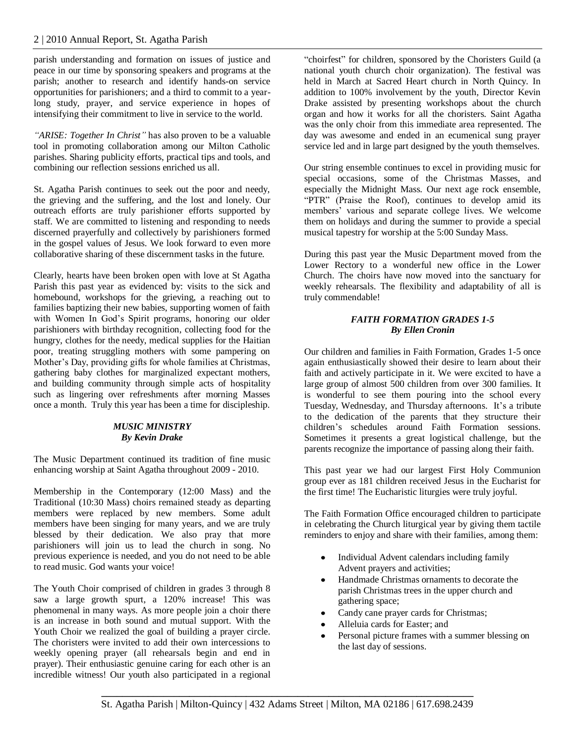parish understanding and formation on issues of justice and peace in our time by sponsoring speakers and programs at the parish; another to research and identify hands-on service opportunities for parishioners; and a third to commit to a year-long study, prayer, and service experience in hopes of intensifying their commitment to live in service to the world.

*"ARISE: Together In Christ"* has also proven to be a valuable tool in promoting collaboration among our Milton Catholic parishes. Sharing publicity efforts, practical tips and tools, and combining our reflection sessions enriched us all.

St. Agatha Parish continues to seek out the poor and needy, the grieving and the suffering, and the lost and lonely. Our outreach efforts are truly parishioner efforts supported by staff. We are committed to listening and responding to needs discerned prayerfully and collectively by parishioners formed in the gospel values of Jesus. We look forward to even more collaborative sharing of these discernment tasks in the future.

Clearly, hearts have been broken open with love at St Agatha Parish this past year as evidenced by: visits to the sick and homebound, workshops for the grieving, a reaching out to families baptizing their new babies, supporting women of faith with Women In God's Spirit programs, honoring our older parishioners with birthday recognition, collecting food for the hungry, clothes for the needy, medical supplies for the Haitian poor, treating struggling mothers with some pampering on Mother's Day, providing gifts for whole families at Christmas, gathering baby clothes for marginalized expectant mothers, and building community through simple acts of hospitality such as lingering over refreshments after morning Masses once a month. Truly this year has been a time for discipleship.

### *MUSIC MINISTRY*
***By Kevin Drake***

The Music Department continued its tradition of fine music enhancing worship at Saint Agatha throughout 2009 - 2010.

Membership in the Contemporary (12:00 Mass) and the Traditional (10:30 Mass) choirs remained steady as departing members were replaced by new members. Some adult members have been singing for many years, and we are truly blessed by their dedication. We also pray that more parishioners will join us to lead the church in song. No previous experience is needed, and you do not need to be able to read music. God wants your voice!

The Youth Choir comprised of children in grades 3 through 8 saw a large growth spurt, a 120% increase! This was phenomenal in many ways. As more people join a choir there is an increase in both sound and mutual support. With the Youth Choir we realized the goal of building a prayer circle. The choristers were invited to add their own intercessions to weekly opening prayer (all rehearsals begin and end in prayer). Their enthusiastic genuine caring for each other is an incredible witness! Our youth also participated in a regional "choirfest" for children, sponsored by the Choristers Guild (a national youth church choir organization). The festival was held in March at Sacred Heart church in North Quincy. In addition to 100% involvement by the youth, Director Kevin Drake assisted by presenting workshops about the church organ and how it works for all the choristers. Saint Agatha was the only choir from this immediate area represented. The day was awesome and ended in an ecumenical sung prayer service led and in large part designed by the youth themselves.

Our string ensemble continues to excel in providing music for special occasions, some of the Christmas Masses, and especially the Midnight Mass. Our next age rock ensemble, "PTR" (Praise the Roof), continues to develop amid its members' various and separate college lives. We welcome them on holidays and during the summer to provide a special musical tapestry for worship at the 5:00 Sunday Mass.

During this past year the Music Department moved from the Lower Rectory to a wonderful new office in the Lower Church. The choirs have now moved into the sanctuary for weekly rehearsals. The flexibility and adaptability of all is truly commendable!

### *FAITH FORMATION GRADES 1-5*
***By Ellen Cronin***

Our children and families in Faith Formation, Grades 1-5 once again enthusiastically showed their desire to learn about their faith and actively participate in it. We were excited to have a large group of almost 500 children from over 300 families. It is wonderful to see them pouring into the school every Tuesday, Wednesday, and Thursday afternoons. It's a tribute to the dedication of the parents that they structure their children's schedules around Faith Formation sessions. Sometimes it presents a great logistical challenge, but the parents recognize the importance of passing along their faith.

This past year we had our largest First Holy Communion group ever as 181 children received Jesus in the Eucharist for the first time! The Eucharistic liturgies were truly joyful.

The Faith Formation Office encouraged children to participate in celebrating the Church liturgical year by giving them tactile reminders to enjoy and share with their families, among them:

- Individual Advent calendars including family Advent prayers and activities;
- Handmade Christmas ornaments to decorate the parish Christmas trees in the upper church and gathering space;
- Candy cane prayer cards for Christmas;
- Alleluia cards for Easter; and
- Personal picture frames with a summer blessing on the last day of sessions.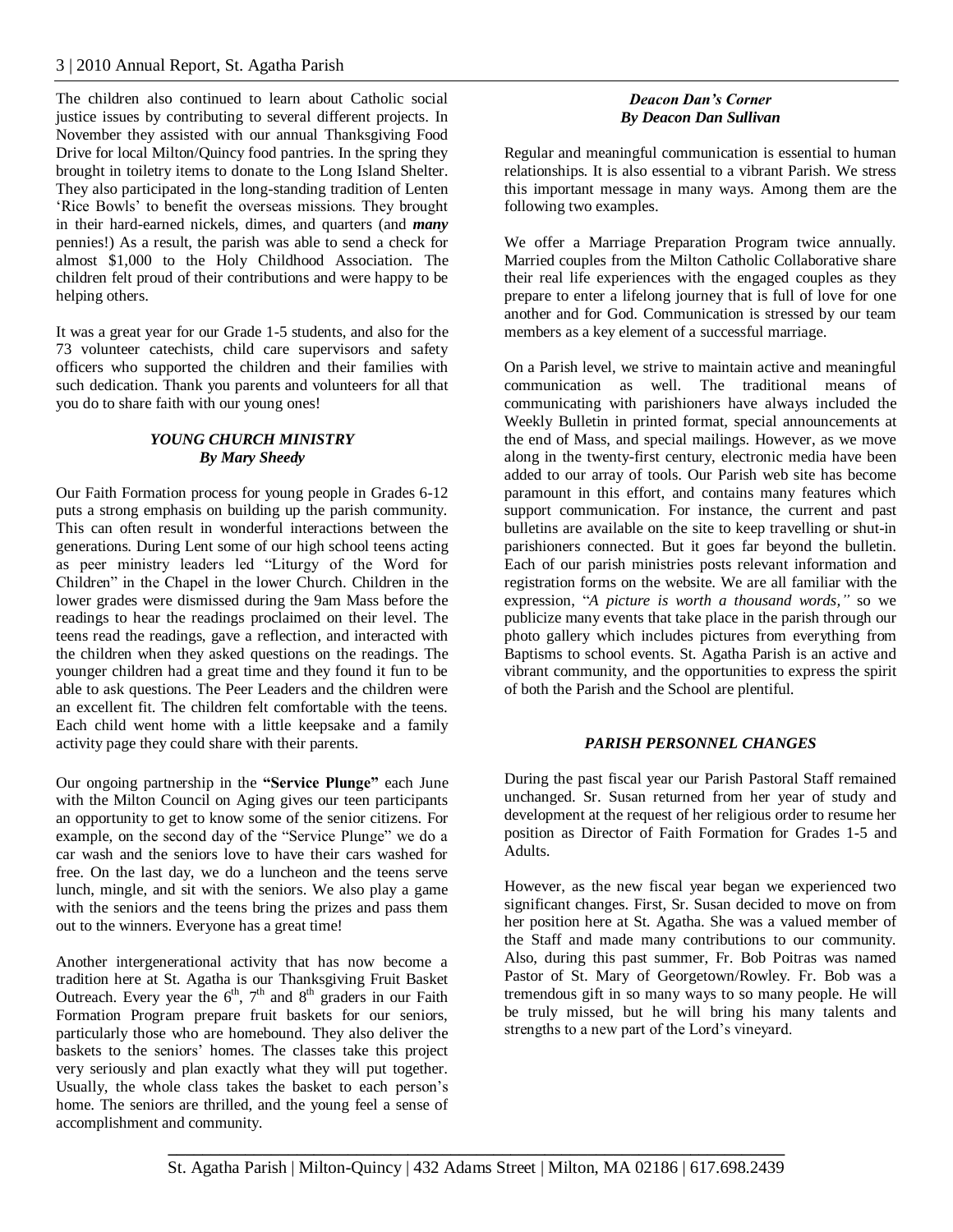The children also continued to learn about Catholic social justice issues by contributing to several different projects. In November they assisted with our annual Thanksgiving Food Drive for local Milton/Quincy food pantries. In the spring they brought in toiletry items to donate to the Long Island Shelter. They also participated in the long-standing tradition of Lenten 'Rice Bowls' to benefit the overseas missions. They brought in their hard-earned nickels, dimes, and quarters (and ***many*** pennies!) As a result, the parish was able to send a check for almost $1,000 to the Holy Childhood Association. The children felt proud of their contributions and were happy to be helping others.

It was a great year for our Grade 1-5 students, and also for the 73 volunteer catechists, child care supervisors and safety officers who supported the children and their families with such dedication. Thank you parents and volunteers for all that you do to share faith with our young ones!

### *YOUNG CHURCH MINISTRY*
### *By Mary Sheedy*

Our Faith Formation process for young people in Grades 6-12 puts a strong emphasis on building up the parish community. This can often result in wonderful interactions between the generations. During Lent some of our high school teens acting as peer ministry leaders led "Liturgy of the Word for Children" in the Chapel in the lower Church. Children in the lower grades were dismissed during the 9am Mass before the readings to hear the readings proclaimed on their level. The teens read the readings, gave a reflection, and interacted with the children when they asked questions on the readings. The younger children had a great time and they found it fun to be able to ask questions. The Peer Leaders and the children were an excellent fit. The children felt comfortable with the teens. Each child went home with a little keepsake and a family activity page they could share with their parents.

Our ongoing partnership in the **"Service Plunge"** each June with the Milton Council on Aging gives our teen participants an opportunity to get to know some of the senior citizens. For example, on the second day of the "Service Plunge" we do a car wash and the seniors love to have their cars washed for free. On the last day, we do a luncheon and the teens serve lunch, mingle, and sit with the seniors. We also play a game with the seniors and the teens bring the prizes and pass them out to the winners. Everyone has a great time!

Another intergenerational activity that has now become a tradition here at St. Agatha is our Thanksgiving Fruit Basket Outreach. Every year the 6th, 7th and 8th graders in our Faith Formation Program prepare fruit baskets for our seniors, particularly those who are homebound. They also deliver the baskets to the seniors' homes. The classes take this project very seriously and plan exactly what they will put together. Usually, the whole class takes the basket to each person's home. The seniors are thrilled, and the young feel a sense of accomplishment and community.

### *Deacon Dan's Corner*
### *By Deacon Dan Sullivan*

Regular and meaningful communication is essential to human relationships. It is also essential to a vibrant Parish. We stress this important message in many ways. Among them are the following two examples.

We offer a Marriage Preparation Program twice annually. Married couples from the Milton Catholic Collaborative share their real life experiences with the engaged couples as they prepare to enter a lifelong journey that is full of love for one another and for God. Communication is stressed by our team members as a key element of a successful marriage.

On a Parish level, we strive to maintain active and meaningful communication as well. The traditional means of communicating with parishioners have always included the Weekly Bulletin in printed format, special announcements at the end of Mass, and special mailings. However, as we move along in the twenty-first century, electronic media have been added to our array of tools. Our Parish web site has become paramount in this effort, and contains many features which support communication. For instance, the current and past bulletins are available on the site to keep travelling or shut-in parishioners connected. But it goes far beyond the bulletin. Each of our parish ministries posts relevant information and registration forms on the website. We are all familiar with the expression, "*A picture is worth a thousand words,"* so we publicize many events that take place in the parish through our photo gallery which includes pictures from everything from Baptisms to school events. St. Agatha Parish is an active and vibrant community, and the opportunities to express the spirit of both the Parish and the School are plentiful.

### *PARISH PERSONNEL CHANGES*

During the past fiscal year our Parish Pastoral Staff remained unchanged. Sr. Susan returned from her year of study and development at the request of her religious order to resume her position as Director of Faith Formation for Grades 1-5 and Adults.

However, as the new fiscal year began we experienced two significant changes. First, Sr. Susan decided to move on from her position here at St. Agatha. She was a valued member of the Staff and made many contributions to our community. Also, during this past summer, Fr. Bob Poitras was named Pastor of St. Mary of Georgetown/Rowley. Fr. Bob was a tremendous gift in so many ways to so many people. He will be truly missed, but he will bring his many talents and strengths to a new part of the Lord's vineyard.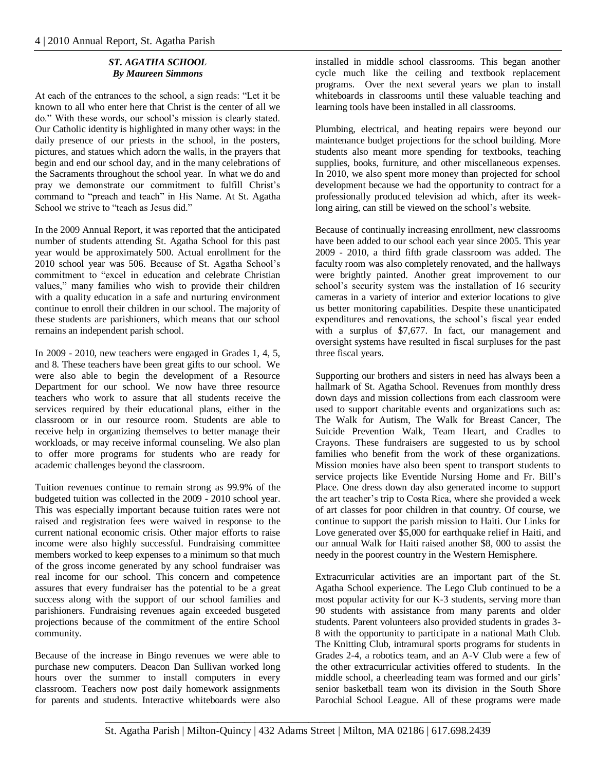### *ST. AGATHA SCHOOL*
### *By Maureen Simmons*

At each of the entrances to the school, a sign reads: "Let it be known to all who enter here that Christ is the center of all we do." With these words, our school's mission is clearly stated. Our Catholic identity is highlighted in many other ways: in the daily presence of our priests in the school, in the posters, pictures, and statues which adorn the walls, in the prayers that begin and end our school day, and in the many celebrations of the Sacraments throughout the school year. In what we do and pray we demonstrate our commitment to fulfill Christ's command to "preach and teach" in His Name. At St. Agatha School we strive to "teach as Jesus did."

In the 2009 Annual Report, it was reported that the anticipated number of students attending St. Agatha School for this past year would be approximately 500. Actual enrollment for the 2010 school year was 506. Because of St. Agatha School's commitment to "excel in education and celebrate Christian values," many families who wish to provide their children with a quality education in a safe and nurturing environment continue to enroll their children in our school. The majority of these students are parishioners, which means that our school remains an independent parish school.

In 2009 - 2010, new teachers were engaged in Grades 1, 4, 5, and 8. These teachers have been great gifts to our school. We were also able to begin the development of a Resource Department for our school. We now have three resource teachers who work to assure that all students receive the services required by their educational plans, either in the classroom or in our resource room. Students are able to receive help in organizing themselves to better manage their workloads, or may receive informal counseling. We also plan to offer more programs for students who are ready for academic challenges beyond the classroom.

Tuition revenues continue to remain strong as 99.9% of the budgeted tuition was collected in the 2009 - 2010 school year. This was especially important because tuition rates were not raised and registration fees were waived in response to the current national economic crisis. Other major efforts to raise income were also highly successful. Fundraising committee members worked to keep expenses to a minimum so that much of the gross income generated by any school fundraiser was real income for our school. This concern and competence assures that every fundraiser has the potential to be a great success along with the support of our school families and parishioners. Fundraising revenues again exceeded busgeted projections because of the commitment of the entire School community.

Because of the increase in Bingo revenues we were able to purchase new computers. Deacon Dan Sullivan worked long hours over the summer to install computers in every classroom. Teachers now post daily homework assignments for parents and students. Interactive whiteboards were also installed in middle school classrooms. This began another cycle much like the ceiling and textbook replacement programs. Over the next several years we plan to install whiteboards in classrooms until these valuable teaching and learning tools have been installed in all classrooms.

Plumbing, electrical, and heating repairs were beyond our maintenance budget projections for the school building. More students also meant more spending for textbooks, teaching supplies, books, furniture, and other miscellaneous expenses. In 2010, we also spent more money than projected for school development because we had the opportunity to contract for a professionally produced television ad which, after its week-long airing, can still be viewed on the school's website.

Because of continually increasing enrollment, new classrooms have been added to our school each year since 2005. This year 2009 - 2010, a third fifth grade classroom was added. The faculty room was also completely renovated, and the hallways were brightly painted. Another great improvement to our school's security system was the installation of 16 security cameras in a variety of interior and exterior locations to give us better monitoring capabilities. Despite these unanticipated expenditures and renovations, the school's fiscal year ended with a surplus of $7,677. In fact, our management and oversight systems have resulted in fiscal surpluses for the past three fiscal years.

Supporting our brothers and sisters in need has always been a hallmark of St. Agatha School. Revenues from monthly dress down days and mission collections from each classroom were used to support charitable events and organizations such as: The Walk for Autism, The Walk for Breast Cancer, The Suicide Prevention Walk, Team Heart, and Cradles to Crayons. These fundraisers are suggested to us by school families who benefit from the work of these organizations. Mission monies have also been spent to transport students to service projects like Eventide Nursing Home and Fr. Bill's Place. One dress down day also generated income to support the art teacher's trip to Costa Rica, where she provided a week of art classes for poor children in that country. Of course, we continue to support the parish mission to Haiti. Our Links for Love generated over $5,000 for earthquake relief in Haiti, and our annual Walk for Haiti raised another $8, 000 to assist the needy in the poorest country in the Western Hemisphere.

Extracurricular activities are an important part of the St. Agatha School experience. The Lego Club continued to be a most popular activity for our K-3 students, serving more than 90 students with assistance from many parents and older students. Parent volunteers also provided students in grades 3-8 with the opportunity to participate in a national Math Club. The Knitting Club, intramural sports programs for students in Grades 2-4, a robotics team, and an A-V Club were a few of the other extracurricular activities offered to students. In the middle school, a cheerleading team was formed and our girls' senior basketball team won its division in the South Shore Parochial School League. All of these programs were made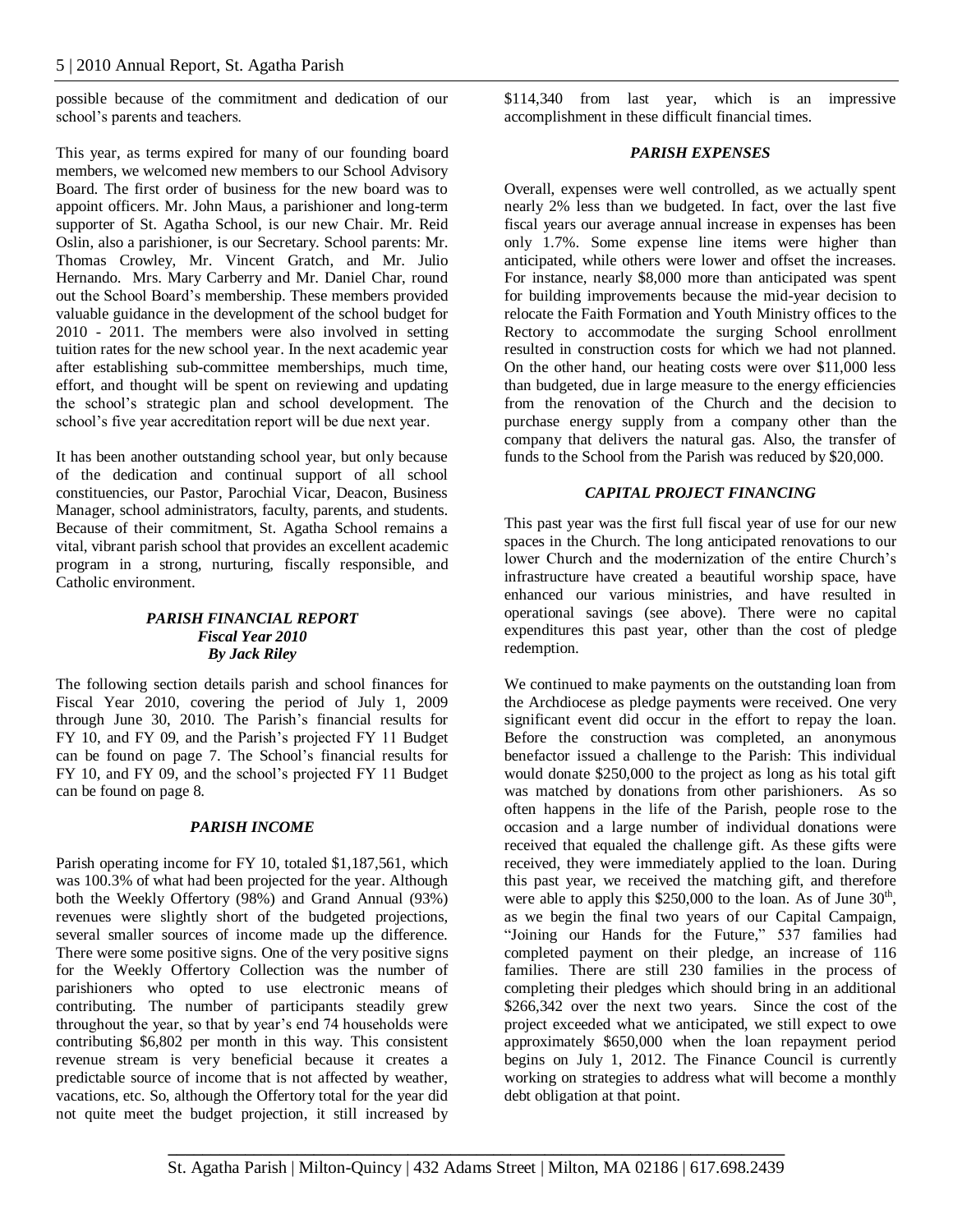possible because of the commitment and dedication of our school's parents and teachers.

This year, as terms expired for many of our founding board members, we welcomed new members to our School Advisory Board. The first order of business for the new board was to appoint officers. Mr. John Maus, a parishioner and long-term supporter of St. Agatha School, is our new Chair. Mr. Reid Oslin, also a parishioner, is our Secretary. School parents: Mr. Thomas Crowley, Mr. Vincent Gratch, and Mr. Julio Hernando. Mrs. Mary Carberry and Mr. Daniel Char, round out the School Board's membership. These members provided valuable guidance in the development of the school budget for 2010 - 2011. The members were also involved in setting tuition rates for the new school year. In the next academic year after establishing sub-committee memberships, much time, effort, and thought will be spent on reviewing and updating the school's strategic plan and school development. The school's five year accreditation report will be due next year.

It has been another outstanding school year, but only because of the dedication and continual support of all school constituencies, our Pastor, Parochial Vicar, Deacon, Business Manager, school administrators, faculty, parents, and students. Because of their commitment, St. Agatha School remains a vital, vibrant parish school that provides an excellent academic program in a strong, nurturing, fiscally responsible, and Catholic environment.

## *PARISH FINANCIAL REPORT*
### *Fiscal Year 2010*
### *By Jack Riley*

The following section details parish and school finances for Fiscal Year 2010, covering the period of July 1, 2009 through June 30, 2010. The Parish's financial results for FY 10, and FY 09, and the Parish's projected FY 11 Budget can be found on page 7. The School's financial results for FY 10, and FY 09, and the school's projected FY 11 Budget can be found on page 8.

### *PARISH INCOME*

Parish operating income for FY 10, totaled $1,187,561, which was 100.3% of what had been projected for the year. Although both the Weekly Offertory (98%) and Grand Annual (93%) revenues were slightly short of the budgeted projections, several smaller sources of income made up the difference. There were some positive signs. One of the very positive signs for the Weekly Offertory Collection was the number of parishioners who opted to use electronic means of contributing. The number of participants steadily grew throughout the year, so that by year's end 74 households were contributing $6,802 per month in this way. This consistent revenue stream is very beneficial because it creates a predictable source of income that is not affected by weather, vacations, etc. So, although the Offertory total for the year did not quite meet the budget projection, it still increased by $114,340 from last year, which is an impressive accomplishment in these difficult financial times.

### *PARISH EXPENSES*

Overall, expenses were well controlled, as we actually spent nearly 2% less than we budgeted. In fact, over the last five fiscal years our average annual increase in expenses has been only 1.7%. Some expense line items were higher than anticipated, while others were lower and offset the increases. For instance, nearly $8,000 more than anticipated was spent for building improvements because the mid-year decision to relocate the Faith Formation and Youth Ministry offices to the Rectory to accommodate the surging School enrollment resulted in construction costs for which we had not planned. On the other hand, our heating costs were over $11,000 less than budgeted, due in large measure to the energy efficiencies from the renovation of the Church and the decision to purchase energy supply from a company other than the company that delivers the natural gas. Also, the transfer of funds to the School from the Parish was reduced by $20,000.

### *CAPITAL PROJECT FINANCING*

This past year was the first full fiscal year of use for our new spaces in the Church. The long anticipated renovations to our lower Church and the modernization of the entire Church's infrastructure have created a beautiful worship space, have enhanced our various ministries, and have resulted in operational savings (see above). There were no capital expenditures this past year, other than the cost of pledge redemption.

We continued to make payments on the outstanding loan from the Archdiocese as pledge payments were received. One very significant event did occur in the effort to repay the loan. Before the construction was completed, an anonymous benefactor issued a challenge to the Parish: This individual would donate $250,000 to the project as long as his total gift was matched by donations from other parishioners. As so often happens in the life of the Parish, people rose to the occasion and a large number of individual donations were received that equaled the challenge gift. As these gifts were received, they were immediately applied to the loan. During this past year, we received the matching gift, and therefore were able to apply this $250,000 to the loan. As of June 30th, as we begin the final two years of our Capital Campaign, "Joining our Hands for the Future," 537 families had completed payment on their pledge, an increase of 116 families. There are still 230 families in the process of completing their pledges which should bring in an additional $266,342 over the next two years. Since the cost of the project exceeded what we anticipated, we still expect to owe approximately $650,000 when the loan repayment period begins on July 1, 2012. The Finance Council is currently working on strategies to address what will become a monthly debt obligation at that point.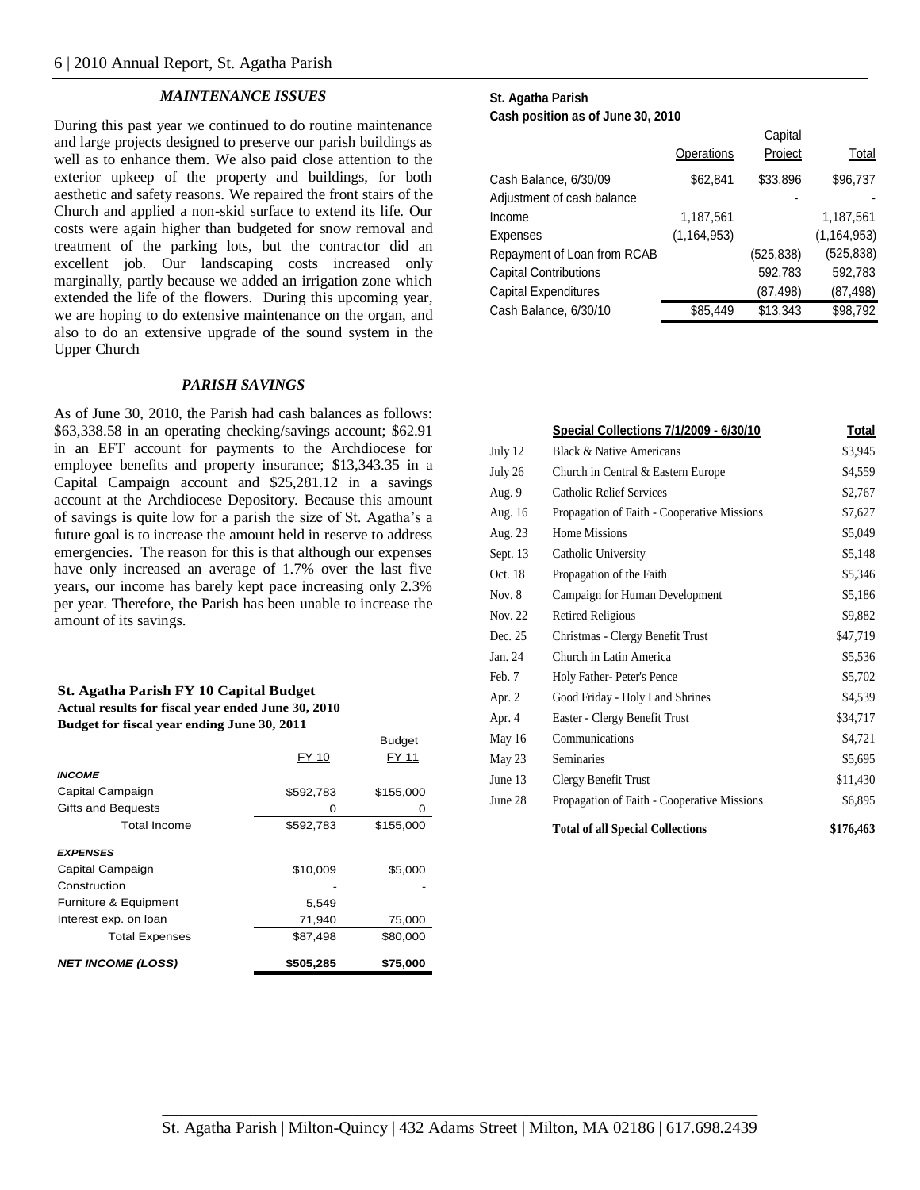### *MAINTENANCE ISSUES*

During this past year we continued to do routine maintenance and large projects designed to preserve our parish buildings as well as to enhance them. We also paid close attention to the exterior upkeep of the property and buildings, for both aesthetic and safety reasons. We repaired the front stairs of the Church and applied a non-skid surface to extend its life. Our costs were again higher than budgeted for snow removal and treatment of the parking lots, but the contractor did an excellent job. Our landscaping costs increased only marginally, partly because we added an irrigation zone which extended the life of the flowers. During this upcoming year, we are hoping to do extensive maintenance on the organ, and also to do an extensive upgrade of the sound system in the Upper Church

### *PARISH SAVINGS*

As of June 30, 2010, the Parish had cash balances as follows: $63,338.58 in an operating checking/savings account; $62.91 in an EFT account for payments to the Archdiocese for employee benefits and property insurance; $13,343.35 in a Capital Campaign account and $25,281.12 in a savings account at the Archdiocese Depository. Because this amount of savings is quite low for a parish the size of St. Agatha's a future goal is to increase the amount held in reserve to address emergencies. The reason for this is that although our expenses have only increased an average of 1.7% over the last five years, our income has barely kept pace increasing only 2.3% per year. Therefore, the Parish has been unable to increase the amount of its savings.

**St. Agatha Parish FY 10 Capital Budget**
**Actual results for fiscal year ended June 30, 2010**
**Budget for fiscal year ending June 30, 2011**

| | FY 10 | Budget FY 11 |
|---|---|---|
| ***INCOME*** | | |
| Capital Campaign | $592,783 | $155,000 |
| Gifts and Bequests | 0 | 0 |
| Total Income | $592,783 | $155,000 |
| ***EXPENSES*** | | |
| Capital Campaign | $10,009 | $5,000 |
| Construction | - | - |
| Furniture & Equipment | 5,549 | |
| Interest exp. on loan | 71,940 | 75,000 |
| Total Expenses | $87,498 | $80,000 |
| ***NET INCOME (LOSS)*** | **$505,285** | **$75,000** |

**St. Agatha Parish**
**Cash position as of June 30, 2010**

| | Operations | Capital Project | Total |
|---|---|---|---|
| Cash Balance, 6/30/09 | $62,841 | $33,896 | $96,737 |
| Adjustment of cash balance | | - | - |
| Income | 1,187,561 | | 1,187,561 |
| Expenses | (1,164,953) | | (1,164,953) |
| Repayment of Loan from RCAB | | (525,838) | (525,838) |
| Capital Contributions | | 592,783 | 592,783 |
| Capital Expenditures | | (87,498) | (87,498) |
| Cash Balance, 6/30/10 | $85,449 | $13,343 | $98,792 |

| | Special Collections 7/1/2009 - 6/30/10 | Total |
|---|---|---|
| July 12 | Black & Native Americans | $3,945 |
| July 26 | Church in Central & Eastern Europe | $4,559 |
| Aug. 9 | Catholic Relief Services | $2,767 |
| Aug. 16 | Propagation of Faith - Cooperative Missions | $7,627 |
| Aug. 23 | Home Missions | $5,049 |
| Sept. 13 | Catholic University | $5,148 |
| Oct. 18 | Propagation of the Faith | $5,346 |
| Nov. 8 | Campaign for Human Development | $5,186 |
| Nov. 22 | Retired Religious | $9,882 |
| Dec. 25 | Christmas - Clergy Benefit Trust | $47,719 |
| Jan. 24 | Church in Latin America | $5,536 |
| Feb. 7 | Holy Father- Peter's Pence | $5,702 |
| Apr. 2 | Good Friday - Holy Land Shrines | $4,539 |
| Apr. 4 | Easter - Clergy Benefit Trust | $34,717 |
| May 16 | Communications | $4,721 |
| May 23 | Seminaries | $5,695 |
| June 13 | Clergy Benefit Trust | $11,430 |
| June 28 | Propagation of Faith - Cooperative Missions | $6,895 |
| | **Total of all Special Collections** | **$176,463** |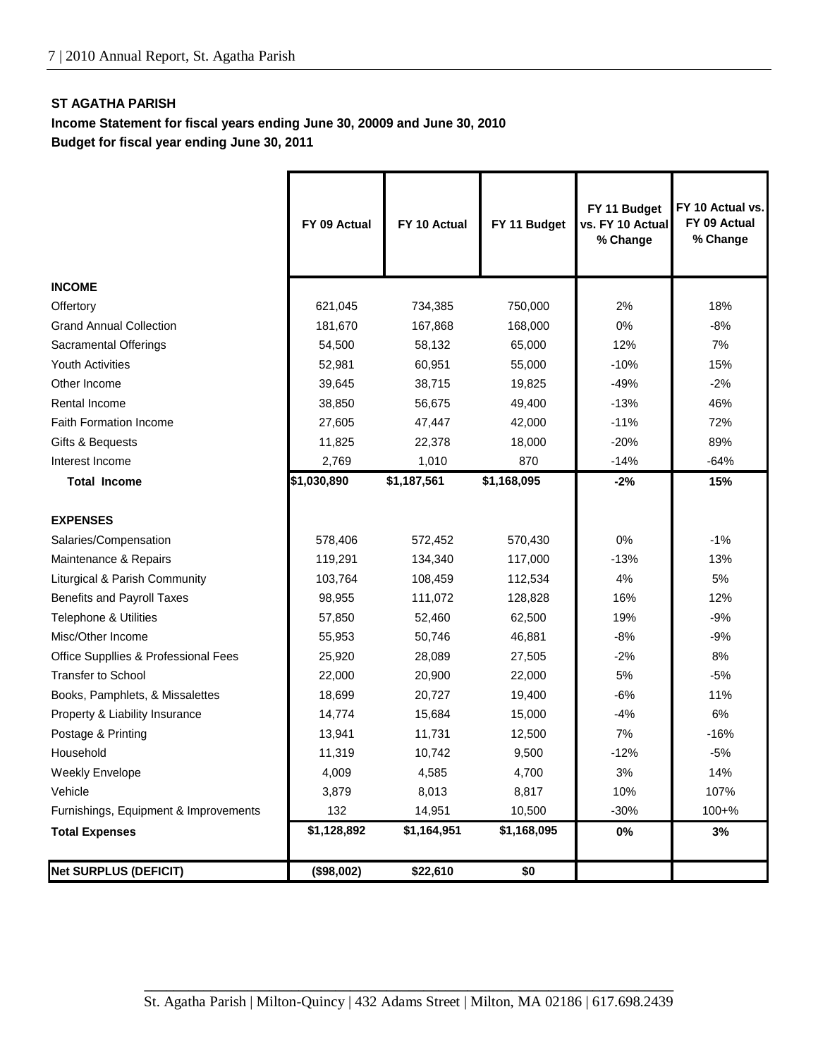**ST AGATHA PARISH**

**Income Statement for fiscal years ending June 30, 20009 and June 30, 2010**

**Budget for fiscal year ending June 30, 2011**

| | FY 09 Actual | FY 10 Actual | FY 11 Budget | FY 11 Budget vs. FY 10 Actual % Change | FY 10 Actual vs. FY 09 Actual % Change |
|---|---|---|---|---|---|
| **INCOME** | | | | | |
| Offertory | 621,045 | 734,385 | 750,000 | 2% | 18% |
| Grand Annual Collection | 181,670 | 167,868 | 168,000 | 0% | -8% |
| Sacramental Offerings | 54,500 | 58,132 | 65,000 | 12% | 7% |
| Youth Activities | 52,981 | 60,951 | 55,000 | -10% | 15% |
| Other Income | 39,645 | 38,715 | 19,825 | -49% | -2% |
| Rental Income | 38,850 | 56,675 | 49,400 | -13% | 46% |
| Faith Formation Income | 27,605 | 47,447 | 42,000 | -11% | 72% |
| Gifts & Bequests | 11,825 | 22,378 | 18,000 | -20% | 89% |
| Interest Income | 2,769 | 1,010 | 870 | -14% | -64% |
| **Total Income** | **$1,030,890** | **$1,187,561** | **$1,168,095** | **-2%** | **15%** |
| **EXPENSES** | | | | | |
| Salaries/Compensation | 578,406 | 572,452 | 570,430 | 0% | -1% |
| Maintenance & Repairs | 119,291 | 134,340 | 117,000 | -13% | 13% |
| Liturgical & Parish Community | 103,764 | 108,459 | 112,534 | 4% | 5% |
| Benefits and Payroll Taxes | 98,955 | 111,072 | 128,828 | 16% | 12% |
| Telephone & Utilities | 57,850 | 52,460 | 62,500 | 19% | -9% |
| Misc/Other Income | 55,953 | 50,746 | 46,881 | -8% | -9% |
| Office Suppllies & Professional Fees | 25,920 | 28,089 | 27,505 | -2% | 8% |
| Transfer to School | 22,000 | 20,900 | 22,000 | 5% | -5% |
| Books, Pamphlets, & Missalettes | 18,699 | 20,727 | 19,400 | -6% | 11% |
| Property & Liability Insurance | 14,774 | 15,684 | 15,000 | -4% | 6% |
| Postage & Printing | 13,941 | 11,731 | 12,500 | 7% | -16% |
| Household | 11,319 | 10,742 | 9,500 | -12% | -5% |
| Weekly Envelope | 4,009 | 4,585 | 4,700 | 3% | 14% |
| Vehicle | 3,879 | 8,013 | 8,817 | 10% | 107% |
| Furnishings, Equipment & Improvements | 132 | 14,951 | 10,500 | -30% | 100+% |
| **Total Expenses** | **$1,128,892** | **$1,164,951** | **$1,168,095** | **0%** | **3%** |
| **Net SURPLUS (DEFICIT)** | **($98,002)** | **$22,610** | **$0** | | |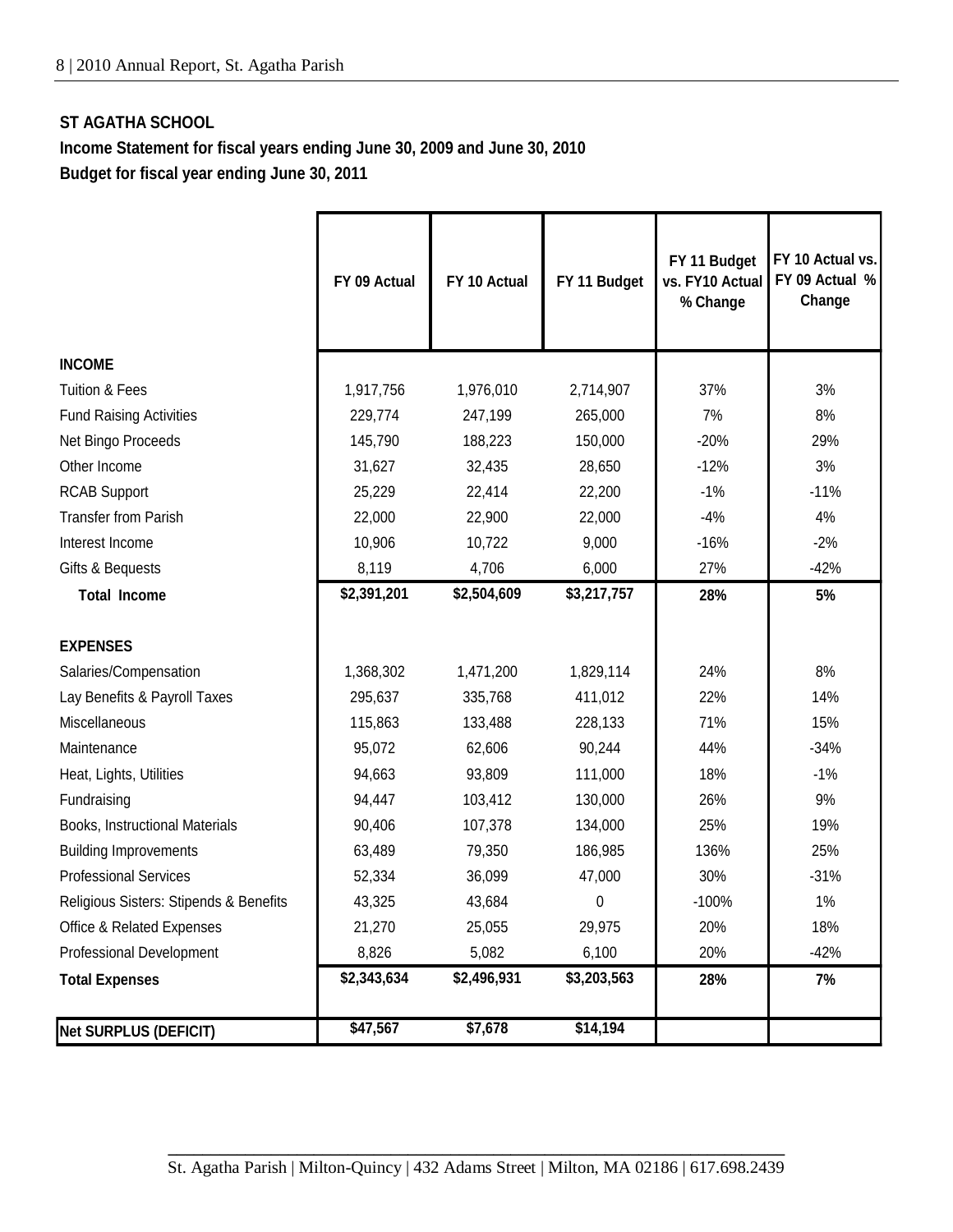**ST AGATHA SCHOOL**

**Income Statement for fiscal years ending June 30, 2009 and June 30, 2010**

**Budget for fiscal year ending June 30, 2011**

| | FY 09 Actual | FY 10 Actual | FY 11 Budget | FY 11 Budget vs. FY10 Actual % Change | FY 10 Actual vs. FY 09 Actual % Change |
|---|---|---|---|---|---|
| **INCOME** | | | | | |
| Tuition & Fees | 1,917,756 | 1,976,010 | 2,714,907 | 37% | 3% |
| Fund Raising Activities | 229,774 | 247,199 | 265,000 | 7% | 8% |
| Net Bingo Proceeds | 145,790 | 188,223 | 150,000 | -20% | 29% |
| Other Income | 31,627 | 32,435 | 28,650 | -12% | 3% |
| RCAB Support | 25,229 | 22,414 | 22,200 | -1% | -11% |
| Transfer from Parish | 22,000 | 22,900 | 22,000 | -4% | 4% |
| Interest Income | 10,906 | 10,722 | 9,000 | -16% | -2% |
| Gifts & Bequests | 8,119 | 4,706 | 6,000 | 27% | -42% |
| **Total Income** | **$2,391,201** | **$2,504,609** | **$3,217,757** | **28%** | **5%** |
| **EXPENSES** | | | | | |
| Salaries/Compensation | 1,368,302 | 1,471,200 | 1,829,114 | 24% | 8% |
| Lay Benefits & Payroll Taxes | 295,637 | 335,768 | 411,012 | 22% | 14% |
| Miscellaneous | 115,863 | 133,488 | 228,133 | 71% | 15% |
| Maintenance | 95,072 | 62,606 | 90,244 | 44% | -34% |
| Heat, Lights, Utilities | 94,663 | 93,809 | 111,000 | 18% | -1% |
| Fundraising | 94,447 | 103,412 | 130,000 | 26% | 9% |
| Books, Instructional Materials | 90,406 | 107,378 | 134,000 | 25% | 19% |
| Building Improvements | 63,489 | 79,350 | 186,985 | 136% | 25% |
| Professional Services | 52,334 | 36,099 | 47,000 | 30% | -31% |
| Religious Sisters: Stipends & Benefits | 43,325 | 43,684 | 0 | -100% | 1% |
| Office & Related Expenses | 21,270 | 25,055 | 29,975 | 20% | 18% |
| Professional Development | 8,826 | 5,082 | 6,100 | 20% | -42% |
| **Total Expenses** | **$2,343,634** | **$2,496,931** | **$3,203,563** | **28%** | **7%** |
| **Net SURPLUS (DEFICIT)** | **$47,567** | **$7,678** | **$14,194** | | |